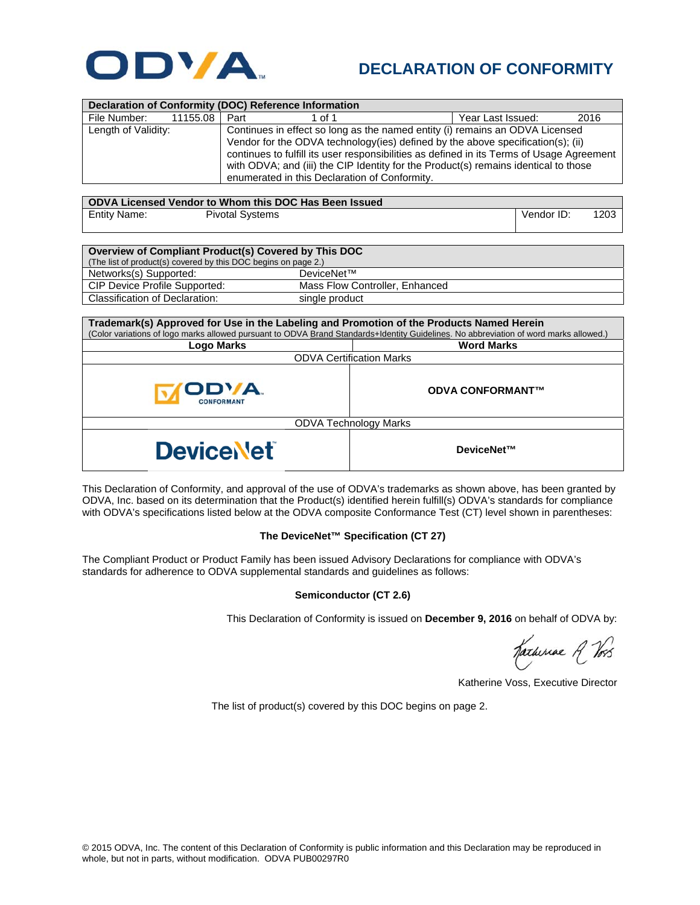# DECLARATION OF CONFORMITY

| Declaration of Conformity (DOC) Reference Information | | | | |
|---|---|---|---|---|
| File Number: | 11155.08 | Part | 1 of 1 | Year Last Issued: 2016 |
| Length of Validity: | | Continues in effect so long as the named entity (i) remains an ODVA Licensed Vendor for the ODVA technology(ies) defined by the above specification(s); (ii) continues to fulfill its user responsibilities as defined in its Terms of Usage Agreement with ODVA; and (iii) the CIP Identity for the Product(s) remains identical to those enumerated in this Declaration of Conformity. | | |

| ODVA Licensed Vendor to Whom this DOC Has Been Issued | | | |
|---|---|---|---|
| Entity Name: | Pivotal Systems | Vendor ID: | 1203 |

| Overview of Compliant Product(s) Covered by This DOC (The list of product(s) covered by this DOC begins on page 2.) | |
|---|---|
| Networks(s) Supported: | DeviceNet™ |
| CIP Device Profile Supported: | Mass Flow Controller, Enhanced |
| Classification of Declaration: | single product |

| Trademark(s) Approved for Use in the Labeling and Promotion of the Products Named Herein (Color variations of logo marks allowed pursuant to ODVA Brand Standards+Identity Guidelines. No abbreviation of word marks allowed.) | |
|---|---|
| **Logo Marks** | **Word Marks** |
| ODVA Certification Marks | |
| ODVA CONFORMANT | **ODVA CONFORMANT™** |
| ODVA Technology Marks | |
| DeviceNet | **DeviceNet™** |

This Declaration of Conformity, and approval of the use of ODVA's trademarks as shown above, has been granted by ODVA, Inc. based on its determination that the Product(s) identified herein fulfill(s) ODVA's standards for compliance with ODVA's specifications listed below at the ODVA composite Conformance Test (CT) level shown in parentheses:

**The DeviceNet™ Specification (CT 27)**

The Compliant Product or Product Family has been issued Advisory Declarations for compliance with ODVA's standards for adherence to ODVA supplemental standards and guidelines as follows:

**Semiconductor (CT 2.6)**

This Declaration of Conformity is issued on **December 9, 2016** on behalf of ODVA by:

Katherine Voss, Executive Director

The list of product(s) covered by this DOC begins on page 2.

© 2015 ODVA, Inc. The content of this Declaration of Conformity is public information and this Declaration may be reproduced in whole, but not in parts, without modification. ODVA PUB00297R0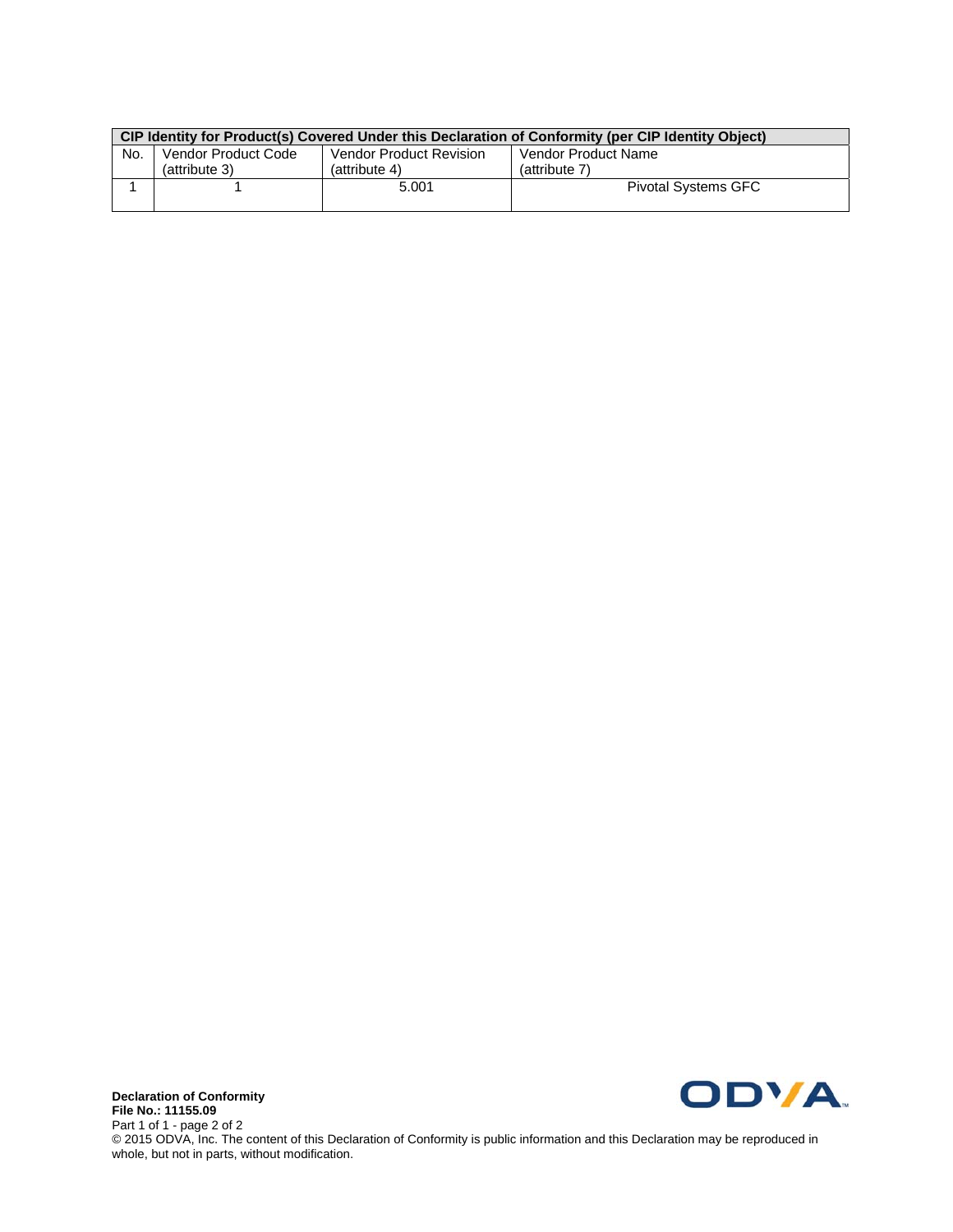| CIP Identity for Product(s) Covered Under this Declaration of Conformity (per CIP Identity Object) | | | |
|---|---|---|---|
| No. | Vendor Product Code (attribute 3) | Vendor Product Revision (attribute 4) | Vendor Product Name (attribute 7) |
| 1 | 1 | 5.001 | Pivotal Systems GFC |

**Declaration of Conformity**
**File No.: 11155.09**
Part 1 of 1 - page 2 of 2
© 2015 ODVA, Inc. The content of this Declaration of Conformity is public information and this Declaration may be reproduced in whole, but not in parts, without modification.